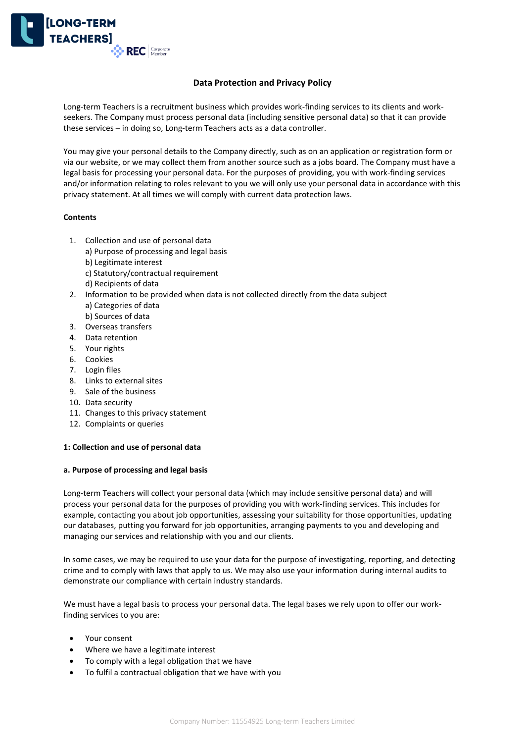# Data Protection and Privacy Policy

Long-term Teachers is a recruitment business which provides work-finding services to its clients and work-seekers. The Company must process personal data (including sensitive personal data) so that it can provide these services – in doing so, Long-term Teachers acts as a data controller.

You may give your personal details to the Company directly, such as on an application or registration form or via our website, or we may collect them from another source such as a jobs board. The Company must have a legal basis for processing your personal data. For the purposes of providing, you with work-finding services and/or information relating to roles relevant to you we will only use your personal data in accordance with this privacy statement. At all times we will comply with current data protection laws.

**Contents**

1. Collection and use of personal data
   a) Purpose of processing and legal basis
   b) Legitimate interest
   c) Statutory/contractual requirement
   d) Recipients of data
2. Information to be provided when data is not collected directly from the data subject
   a) Categories of data
   b) Sources of data
3. Overseas transfers
4. Data retention
5. Your rights
6. Cookies
7. Login files
8. Links to external sites
9. Sale of the business
10. Data security
11. Changes to this privacy statement
12. Complaints or queries

## 1: Collection and use of personal data

### a. Purpose of processing and legal basis

Long-term Teachers will collect your personal data (which may include sensitive personal data) and will process your personal data for the purposes of providing you with work-finding services. This includes for example, contacting you about job opportunities, assessing your suitability for those opportunities, updating our databases, putting you forward for job opportunities, arranging payments to you and developing and managing our services and relationship with you and our clients.

In some cases, we may be required to use your data for the purpose of investigating, reporting, and detecting crime and to comply with laws that apply to us. We may also use your information during internal audits to demonstrate our compliance with certain industry standards.

We must have a legal basis to process your personal data. The legal bases we rely upon to offer our work-finding services to you are:

- Your consent
- Where we have a legitimate interest
- To comply with a legal obligation that we have
- To fulfil a contractual obligation that we have with you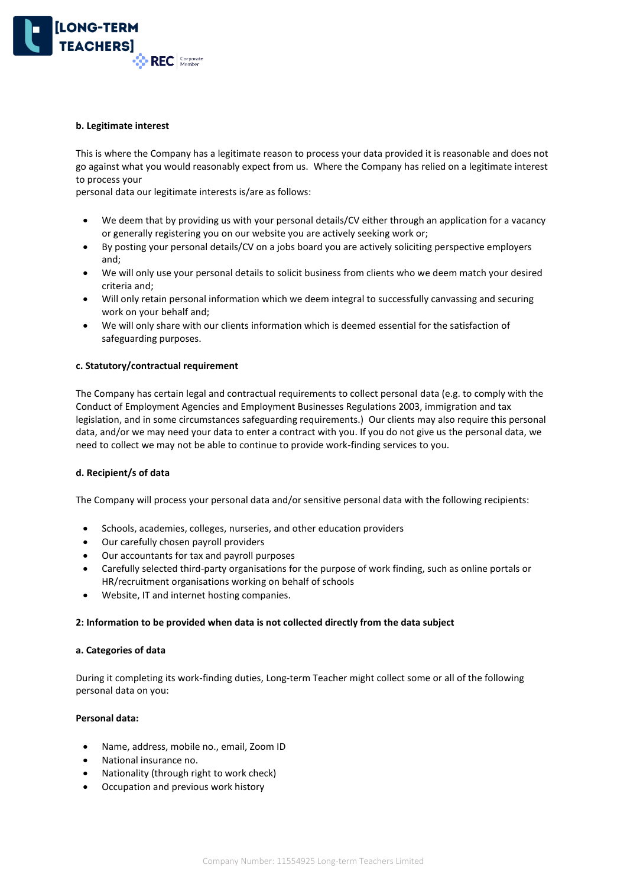**b. Legitimate interest**

This is where the Company has a legitimate reason to process your data provided it is reasonable and does not go against what you would reasonably expect from us. Where the Company has relied on a legitimate interest to process your
personal data our legitimate interests is/are as follows:

- We deem that by providing us with your personal details/CV either through an application for a vacancy or generally registering you on our website you are actively seeking work or;
- By posting your personal details/CV on a jobs board you are actively soliciting perspective employers and;
- We will only use your personal details to solicit business from clients who we deem match your desired criteria and;
- Will only retain personal information which we deem integral to successfully canvassing and securing work on your behalf and;
- We will only share with our clients information which is deemed essential for the satisfaction of safeguarding purposes.

**c. Statutory/contractual requirement**

The Company has certain legal and contractual requirements to collect personal data (e.g. to comply with the Conduct of Employment Agencies and Employment Businesses Regulations 2003, immigration and tax legislation, and in some circumstances safeguarding requirements.) Our clients may also require this personal data, and/or we may need your data to enter a contract with you. If you do not give us the personal data, we need to collect we may not be able to continue to provide work-finding services to you.

**d. Recipient/s of data**

The Company will process your personal data and/or sensitive personal data with the following recipients:

- Schools, academies, colleges, nurseries, and other education providers
- Our carefully chosen payroll providers
- Our accountants for tax and payroll purposes
- Carefully selected third-party organisations for the purpose of work finding, such as online portals or HR/recruitment organisations working on behalf of schools
- Website, IT and internet hosting companies.

**2: Information to be provided when data is not collected directly from the data subject**

**a. Categories of data**

During it completing its work-finding duties, Long-term Teacher might collect some or all of the following personal data on you:

**Personal data:**

- Name, address, mobile no., email, Zoom ID
- National insurance no.
- Nationality (through right to work check)
- Occupation and previous work history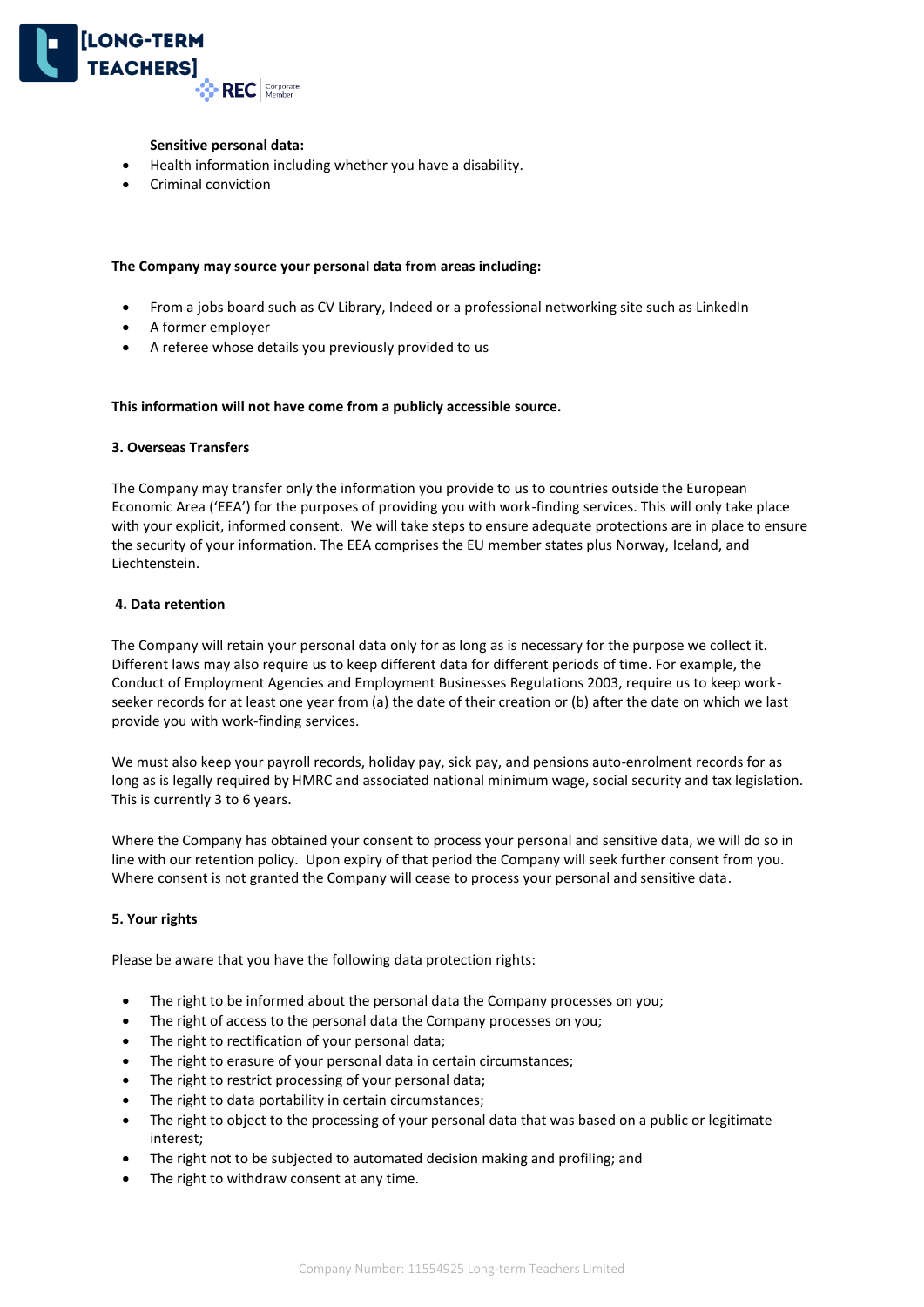**Sensitive personal data:**

- Health information including whether you have a disability.
- Criminal conviction

**The Company may source your personal data from areas including:**

- From a jobs board such as CV Library, Indeed or a professional networking site such as LinkedIn
- A former employer
- A referee whose details you previously provided to us

**This information will not have come from a publicly accessible source.**

**3. Overseas Transfers**

The Company may transfer only the information you provide to us to countries outside the European Economic Area ('EEA') for the purposes of providing you with work-finding services. This will only take place with your explicit, informed consent. We will take steps to ensure adequate protections are in place to ensure the security of your information. The EEA comprises the EU member states plus Norway, Iceland, and Liechtenstein.

**4. Data retention**

The Company will retain your personal data only for as long as is necessary for the purpose we collect it. Different laws may also require us to keep different data for different periods of time. For example, the Conduct of Employment Agencies and Employment Businesses Regulations 2003, require us to keep work-seeker records for at least one year from (a) the date of their creation or (b) after the date on which we last provide you with work-finding services.

We must also keep your payroll records, holiday pay, sick pay, and pensions auto-enrolment records for as long as is legally required by HMRC and associated national minimum wage, social security and tax legislation. This is currently 3 to 6 years.

Where the Company has obtained your consent to process your personal and sensitive data, we will do so in line with our retention policy. Upon expiry of that period the Company will seek further consent from you. Where consent is not granted the Company will cease to process your personal and sensitive data.

**5. Your rights**

Please be aware that you have the following data protection rights:

- The right to be informed about the personal data the Company processes on you;
- The right of access to the personal data the Company processes on you;
- The right to rectification of your personal data;
- The right to erasure of your personal data in certain circumstances;
- The right to restrict processing of your personal data;
- The right to data portability in certain circumstances;
- The right to object to the processing of your personal data that was based on a public or legitimate interest;
- The right not to be subjected to automated decision making and profiling; and
- The right to withdraw consent at any time.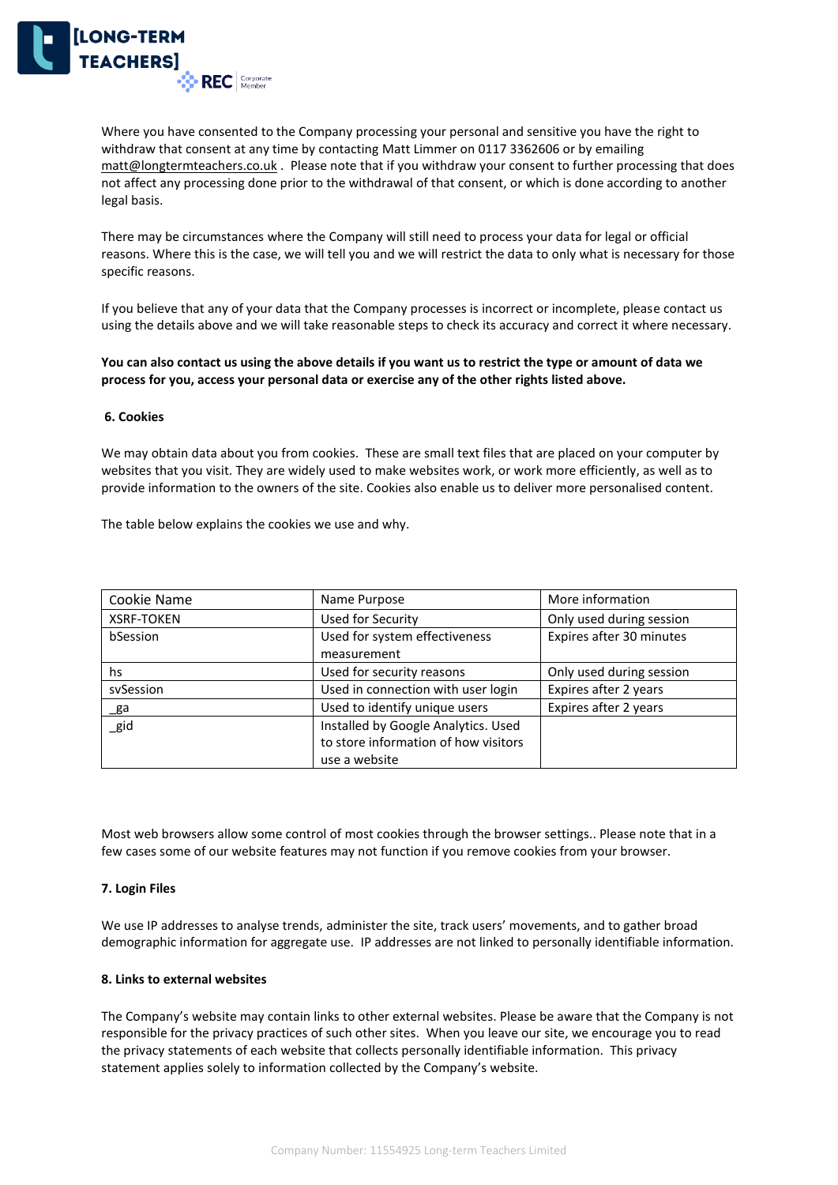Where you have consented to the Company processing your personal and sensitive you have the right to withdraw that consent at any time by contacting Matt Limmer on 0117 3362606 or by emailing matt@longtermteachers.co.uk . Please note that if you withdraw your consent to further processing that does not affect any processing done prior to the withdrawal of that consent, or which is done according to another legal basis.

There may be circumstances where the Company will still need to process your data for legal or official reasons. Where this is the case, we will tell you and we will restrict the data to only what is necessary for those specific reasons.

If you believe that any of your data that the Company processes is incorrect or incomplete, please contact us using the details above and we will take reasonable steps to check its accuracy and correct it where necessary.

**You can also contact us using the above details if you want us to restrict the type or amount of data we process for you, access your personal data or exercise any of the other rights listed above.**

**6. Cookies**

We may obtain data about you from cookies. These are small text files that are placed on your computer by websites that you visit. They are widely used to make websites work, or work more efficiently, as well as to provide information to the owners of the site. Cookies also enable us to deliver more personalised content.

The table below explains the cookies we use and why.

| Cookie Name | Name Purpose | More information |
|---|---|---|
| XSRF-TOKEN | Used for Security | Only used during session |
| bSession | Used for system effectiveness measurement | Expires after 30 minutes |
| hs | Used for security reasons | Only used during session |
| svSession | Used in connection with user login | Expires after 2 years |
| _ga | Used to identify unique users | Expires after 2 years |
| _gid | Installed by Google Analytics. Used to store information of how visitors use a website | |

Most web browsers allow some control of most cookies through the browser settings.. Please note that in a few cases some of our website features may not function if you remove cookies from your browser.

**7. Login Files**

We use IP addresses to analyse trends, administer the site, track users' movements, and to gather broad demographic information for aggregate use. IP addresses are not linked to personally identifiable information.

**8. Links to external websites**

The Company's website may contain links to other external websites. Please be aware that the Company is not responsible for the privacy practices of such other sites. When you leave our site, we encourage you to read the privacy statements of each website that collects personally identifiable information. This privacy statement applies solely to information collected by the Company's website.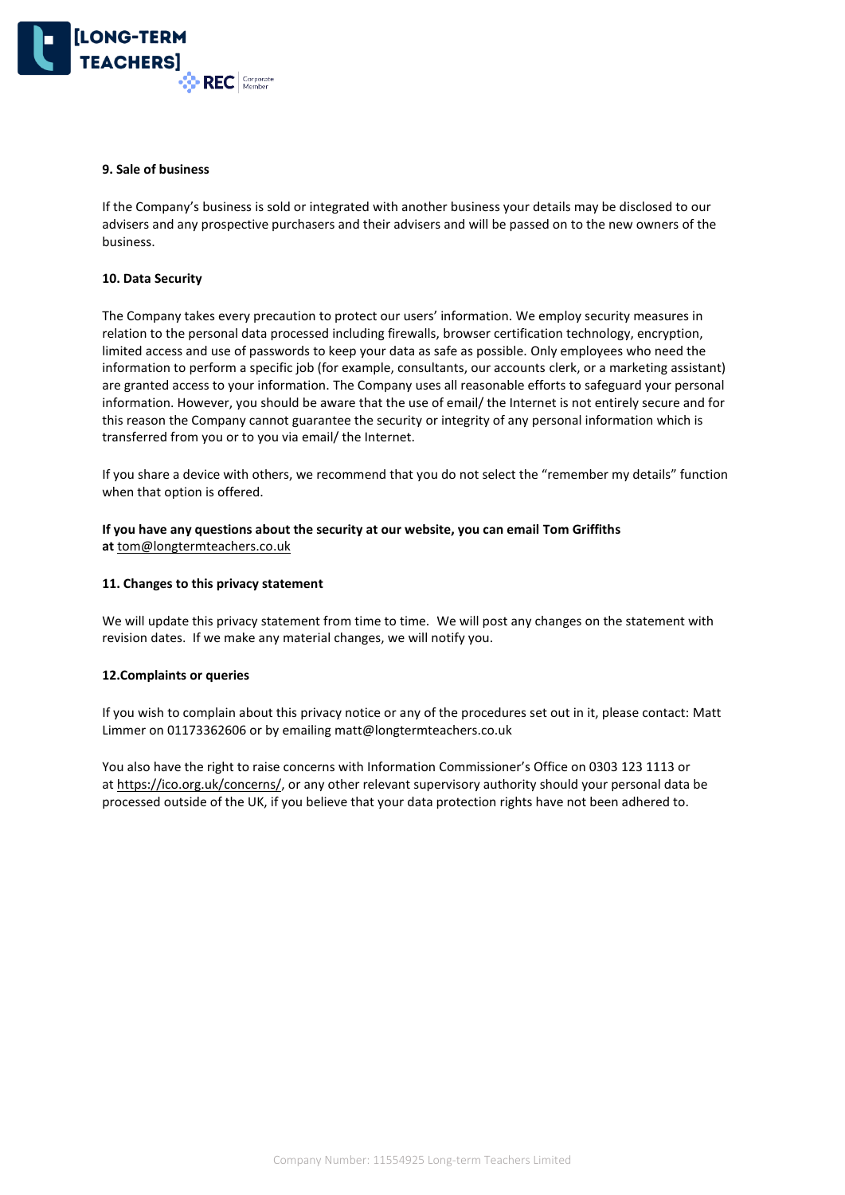### 9. Sale of business

If the Company's business is sold or integrated with another business your details may be disclosed to our advisers and any prospective purchasers and their advisers and will be passed on to the new owners of the business.

### 10. Data Security

The Company takes every precaution to protect our users' information. We employ security measures in relation to the personal data processed including firewalls, browser certification technology, encryption, limited access and use of passwords to keep your data as safe as possible. Only employees who need the information to perform a specific job (for example, consultants, our accounts clerk, or a marketing assistant) are granted access to your information. The Company uses all reasonable efforts to safeguard your personal information. However, you should be aware that the use of email/ the Internet is not entirely secure and for this reason the Company cannot guarantee the security or integrity of any personal information which is transferred from you or to you via email/ the Internet.

If you share a device with others, we recommend that you do not select the "remember my details" function when that option is offered.

**If you have any questions about the security at our website, you can email Tom Griffiths at** tom@longtermteachers.co.uk

### 11. Changes to this privacy statement

We will update this privacy statement from time to time. We will post any changes on the statement with revision dates. If we make any material changes, we will notify you.

### 12.Complaints or queries

If you wish to complain about this privacy notice or any of the procedures set out in it, please contact: Matt Limmer on 01173362606 or by emailing matt@longtermteachers.co.uk

You also have the right to raise concerns with Information Commissioner's Office on 0303 123 1113 or at https://ico.org.uk/concerns/, or any other relevant supervisory authority should your personal data be processed outside of the UK, if you believe that your data protection rights have not been adhered to.